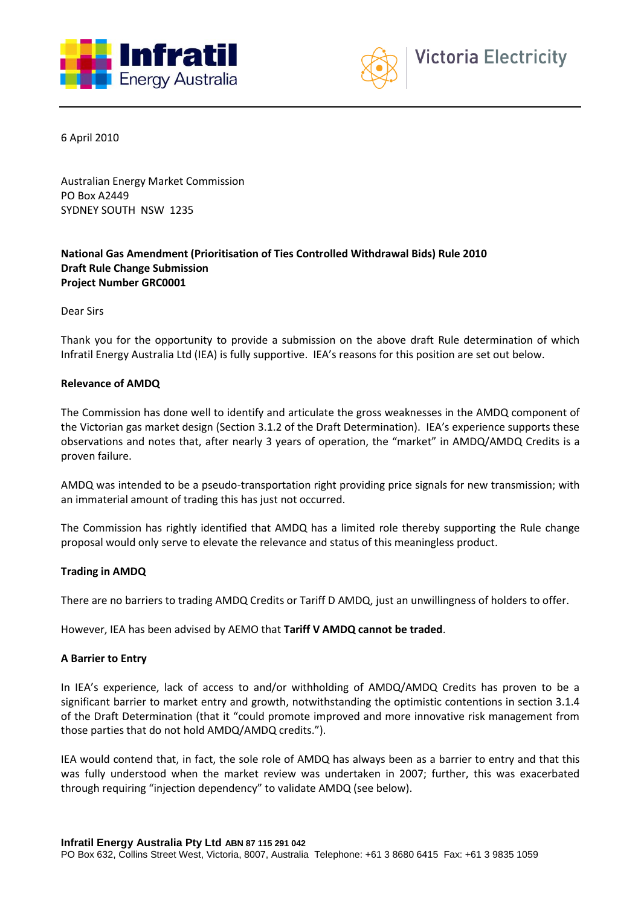6 April 2010

Australian Energy Market Commission
PO Box A2449
SYDNEY SOUTH NSW 1235

**National Gas Amendment (Prioritisation of Ties Controlled Withdrawal Bids) Rule 2010**
**Draft Rule Change Submission**
**Project Number GRC0001**

Dear Sirs

Thank you for the opportunity to provide a submission on the above draft Rule determination of which Infratil Energy Australia Ltd (IEA) is fully supportive. IEA's reasons for this position are set out below.

**Relevance of AMDQ**

The Commission has done well to identify and articulate the gross weaknesses in the AMDQ component of the Victorian gas market design (Section 3.1.2 of the Draft Determination). IEA's experience supports these observations and notes that, after nearly 3 years of operation, the "market" in AMDQ/AMDQ Credits is a proven failure.

AMDQ was intended to be a pseudo-transportation right providing price signals for new transmission; with an immaterial amount of trading this has just not occurred.

The Commission has rightly identified that AMDQ has a limited role thereby supporting the Rule change proposal would only serve to elevate the relevance and status of this meaningless product.

**Trading in AMDQ**

There are no barriers to trading AMDQ Credits or Tariff D AMDQ, just an unwillingness of holders to offer.

However, IEA has been advised by AEMO that **Tariff V AMDQ cannot be traded**.

**A Barrier to Entry**

In IEA's experience, lack of access to and/or withholding of AMDQ/AMDQ Credits has proven to be a significant barrier to market entry and growth, notwithstanding the optimistic contentions in section 3.1.4 of the Draft Determination (that it "could promote improved and more innovative risk management from those parties that do not hold AMDQ/AMDQ credits.").

IEA would contend that, in fact, the sole role of AMDQ has always been as a barrier to entry and that this was fully understood when the market review was undertaken in 2007; further, this was exacerbated through requiring "injection dependency" to validate AMDQ (see below).

**Infratil Energy Australia Pty Ltd** ABN 87 115 291 042
PO Box 632, Collins Street West, Victoria, 8007, Australia Telephone: +61 3 8680 6415 Fax: +61 3 9835 1059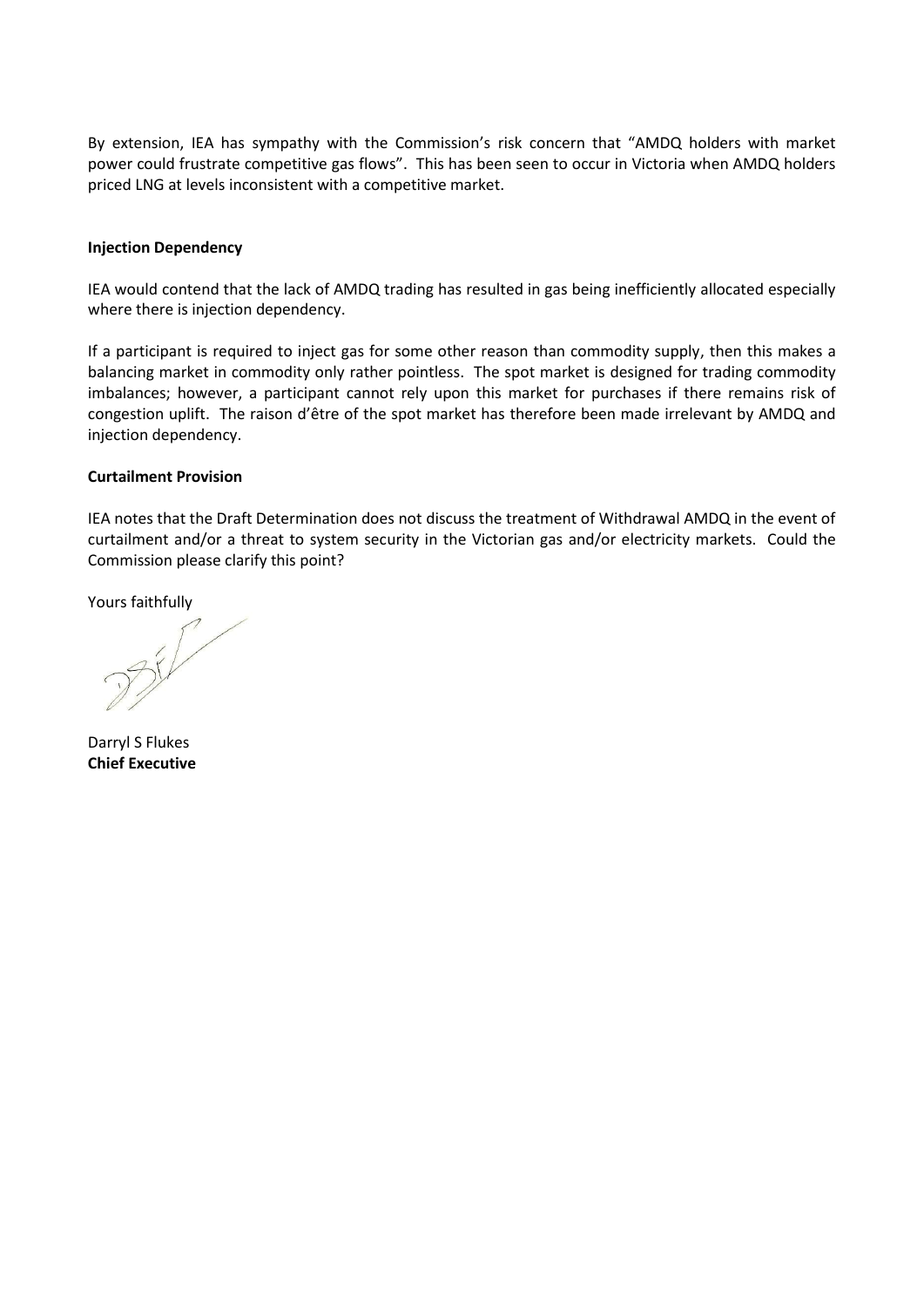By extension, IEA has sympathy with the Commission's risk concern that "AMDQ holders with market power could frustrate competitive gas flows". This has been seen to occur in Victoria when AMDQ holders priced LNG at levels inconsistent with a competitive market.

**Injection Dependency**

IEA would contend that the lack of AMDQ trading has resulted in gas being inefficiently allocated especially where there is injection dependency.

If a participant is required to inject gas for some other reason than commodity supply, then this makes a balancing market in commodity only rather pointless. The spot market is designed for trading commodity imbalances; however, a participant cannot rely upon this market for purchases if there remains risk of congestion uplift. The raison d'être of the spot market has therefore been made irrelevant by AMDQ and injection dependency.

**Curtailment Provision**

IEA notes that the Draft Determination does not discuss the treatment of Withdrawal AMDQ in the event of curtailment and/or a threat to system security in the Victorian gas and/or electricity markets. Could the Commission please clarify this point?

Yours faithfully

Darryl S Flukes
**Chief Executive**